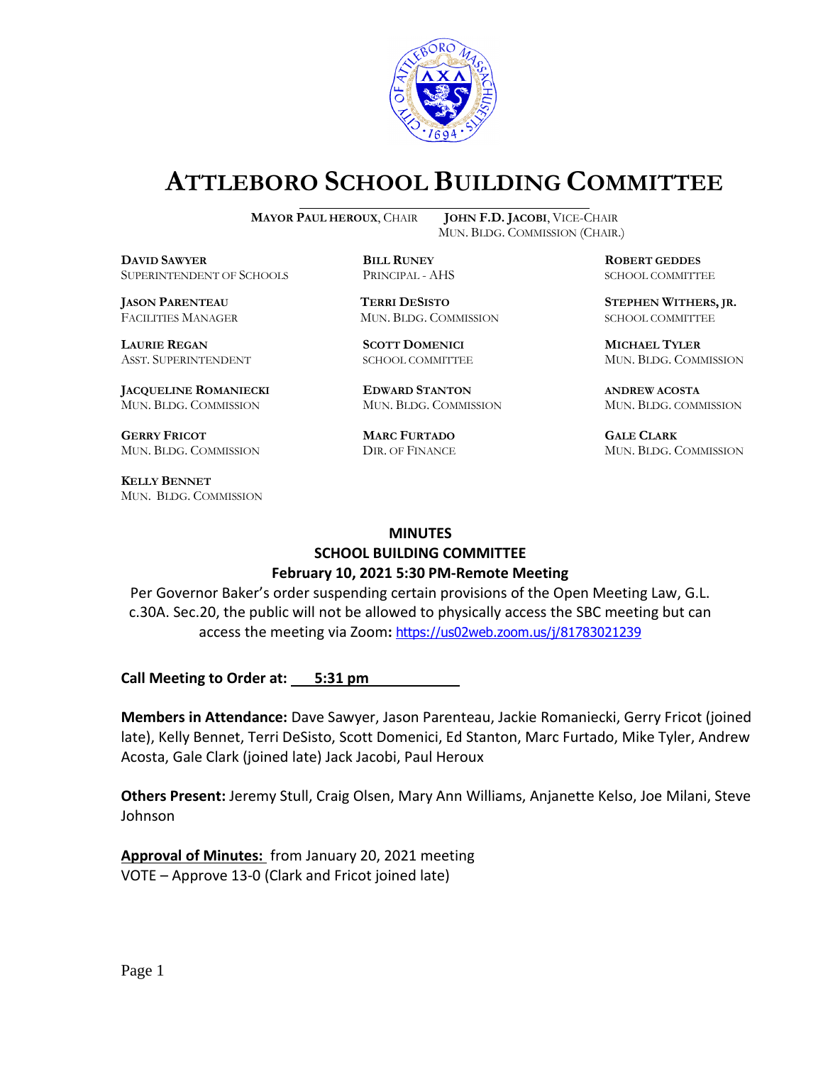# ATTLEBORO SCHOOL BUILDING COMMITTEE

**MAYOR PAUL HEROUX**, CHAIR
**JOHN F.D. JACOBI**, VICE-CHAIR
MUN. BLDG. COMMISSION (CHAIR.)

**DAVID SAWYER**
SUPERINTENDENT OF SCHOOLS

**BILL RUNEY**
PRINCIPAL - AHS

**ROBERT GEDDES**
SCHOOL COMMITTEE

**JASON PARENTEAU**
FACILITIES MANAGER

**TERRI DESISTO**
MUN. BLDG. COMMISSION

**STEPHEN WITHERS, JR.**
SCHOOL COMMITTEE

**LAURIE REGAN**
ASST. SUPERINTENDENT

**SCOTT DOMENICI**
SCHOOL COMMITTEE

**MICHAEL TYLER**
MUN. BLDG. COMMISSION

**JACQUELINE ROMANIECKI**
MUN. BLDG. COMMISSION

**EDWARD STANTON**
MUN. BLDG. COMMISSION

**ANDREW ACOSTA**
MUN. BLDG. COMMISSION

**GERRY FRICOT**
MUN. BLDG. COMMISSION

**MARC FURTADO**
DIR. OF FINANCE

**GALE CLARK**
MUN. BLDG. COMMISSION

**KELLY BENNET**
MUN. BLDG. COMMISSION

## MINUTES
## SCHOOL BUILDING COMMITTEE
## February 10, 2021 5:30 PM-Remote Meeting

Per Governor Baker's order suspending certain provisions of the Open Meeting Law, G.L. c.30A. Sec.20, the public will not be allowed to physically access the SBC meeting but can access the meeting via Zoom**:** https://us02web.zoom.us/j/81783021239

**Call Meeting to Order at: 5:31 pm**

**Members in Attendance:** Dave Sawyer, Jason Parenteau, Jackie Romaniecki, Gerry Fricot (joined late), Kelly Bennet, Terri DeSisto, Scott Domenici, Ed Stanton, Marc Furtado, Mike Tyler, Andrew Acosta, Gale Clark (joined late) Jack Jacobi, Paul Heroux

**Others Present:** Jeremy Stull, Craig Olsen, Mary Ann Williams, Anjanette Kelso, Joe Milani, Steve Johnson

**Approval of Minutes:** from January 20, 2021 meeting
VOTE – Approve 13-0 (Clark and Fricot joined late)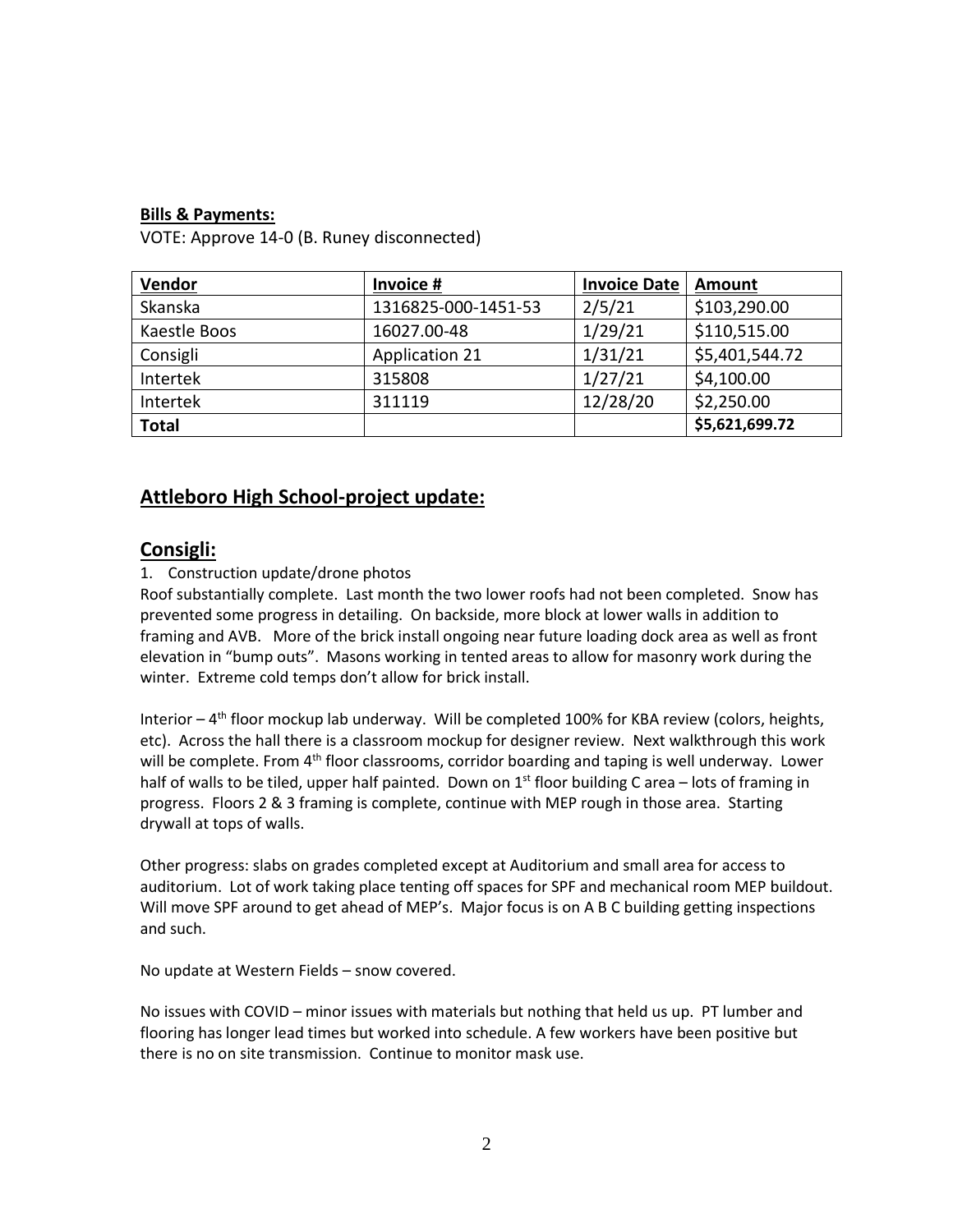**Bills & Payments:**

VOTE: Approve 14-0 (B. Runey disconnected)

| Vendor | Invoice # | Invoice Date | Amount |
|---|---|---|---|
| Skanska | 1316825-000-1451-53 | 2/5/21 | $103,290.00 |
| Kaestle Boos | 16027.00-48 | 1/29/21 | $110,515.00 |
| Consigli | Application 21 | 1/31/21 | $5,401,544.72 |
| Intertek | 315808 | 1/27/21 | $4,100.00 |
| Intertek | 311119 | 12/28/20 | $2,250.00 |
| **Total** | | | **$5,621,699.72** |

## Attleboro High School-project update:

## Consigli:

1. Construction update/drone photos

Roof substantially complete. Last month the two lower roofs had not been completed. Snow has prevented some progress in detailing. On backside, more block at lower walls in addition to framing and AVB. More of the brick install ongoing near future loading dock area as well as front elevation in "bump outs". Masons working in tented areas to allow for masonry work during the winter. Extreme cold temps don't allow for brick install.

Interior – 4th floor mockup lab underway. Will be completed 100% for KBA review (colors, heights, etc). Across the hall there is a classroom mockup for designer review. Next walkthrough this work will be complete. From 4th floor classrooms, corridor boarding and taping is well underway. Lower half of walls to be tiled, upper half painted. Down on 1st floor building C area – lots of framing in progress. Floors 2 & 3 framing is complete, continue with MEP rough in those area. Starting drywall at tops of walls.

Other progress: slabs on grades completed except at Auditorium and small area for access to auditorium. Lot of work taking place tenting off spaces for SPF and mechanical room MEP buildout. Will move SPF around to get ahead of MEP's. Major focus is on A B C building getting inspections and such.

No update at Western Fields – snow covered.

No issues with COVID – minor issues with materials but nothing that held us up. PT lumber and flooring has longer lead times but worked into schedule. A few workers have been positive but there is no on site transmission. Continue to monitor mask use.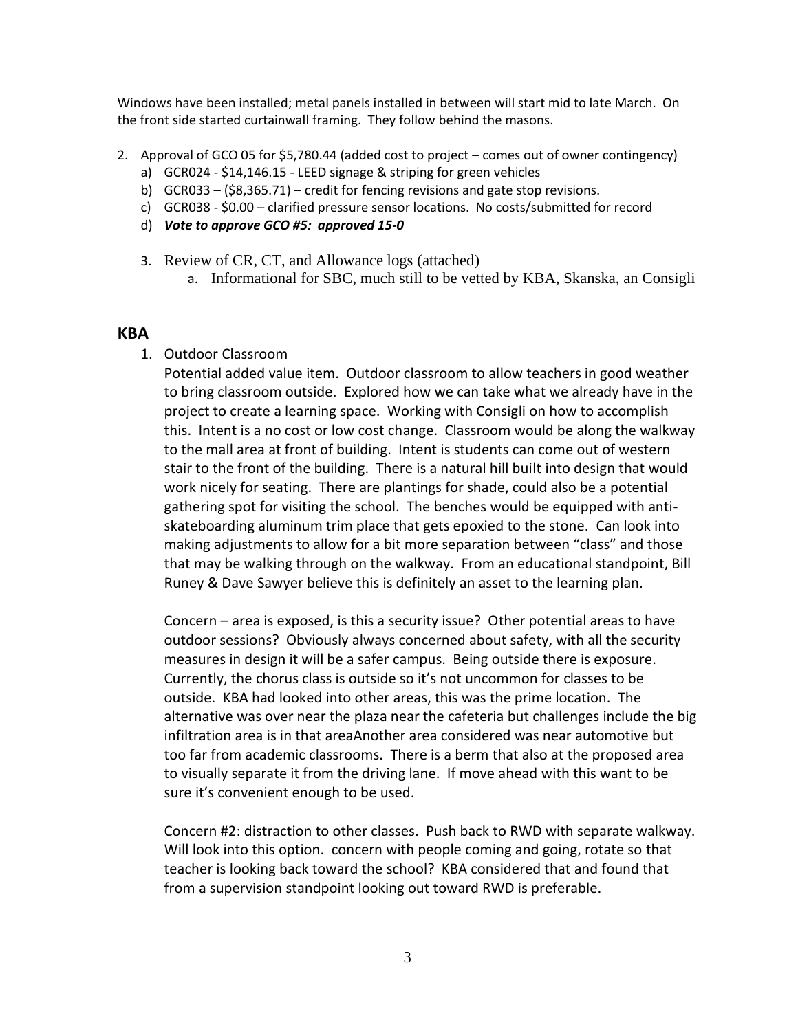Windows have been installed; metal panels installed in between will start mid to late March. On the front side started curtainwall framing. They follow behind the masons.

2. Approval of GCO 05 for $5,780.44 (added cost to project – comes out of owner contingency)
   a) GCR024 - $14,146.15 - LEED signage & striping for green vehicles
   b) GCR033 – ($8,365.71) – credit for fencing revisions and gate stop revisions.
   c) GCR038 - $0.00 – clarified pressure sensor locations. No costs/submitted for record
   d) ***Vote to approve GCO #5: approved 15-0***

3. Review of CR, CT, and Allowance logs (attached)
   a. Informational for SBC, much still to be vetted by KBA, Skanska, an Consigli

## KBA

1. Outdoor Classroom

   Potential added value item. Outdoor classroom to allow teachers in good weather to bring classroom outside. Explored how we can take what we already have in the project to create a learning space. Working with Consigli on how to accomplish this. Intent is a no cost or low cost change. Classroom would be along the walkway to the mall area at front of building. Intent is students can come out of western stair to the front of the building. There is a natural hill built into design that would work nicely for seating. There are plantings for shade, could also be a potential gathering spot for visiting the school. The benches would be equipped with anti-skateboarding aluminum trim place that gets epoxied to the stone. Can look into making adjustments to allow for a bit more separation between "class" and those that may be walking through on the walkway. From an educational standpoint, Bill Runey & Dave Sawyer believe this is definitely an asset to the learning plan.

   Concern – area is exposed, is this a security issue? Other potential areas to have outdoor sessions? Obviously always concerned about safety, with all the security measures in design it will be a safer campus. Being outside there is exposure. Currently, the chorus class is outside so it's not uncommon for classes to be outside. KBA had looked into other areas, this was the prime location. The alternative was over near the plaza near the cafeteria but challenges include the big infiltration area is in that areaAnother area considered was near automotive but too far from academic classrooms. There is a berm that also at the proposed area to visually separate it from the driving lane. If move ahead with this want to be sure it's convenient enough to be used.

   Concern #2: distraction to other classes. Push back to RWD with separate walkway. Will look into this option. concern with people coming and going, rotate so that teacher is looking back toward the school? KBA considered that and found that from a supervision standpoint looking out toward RWD is preferable.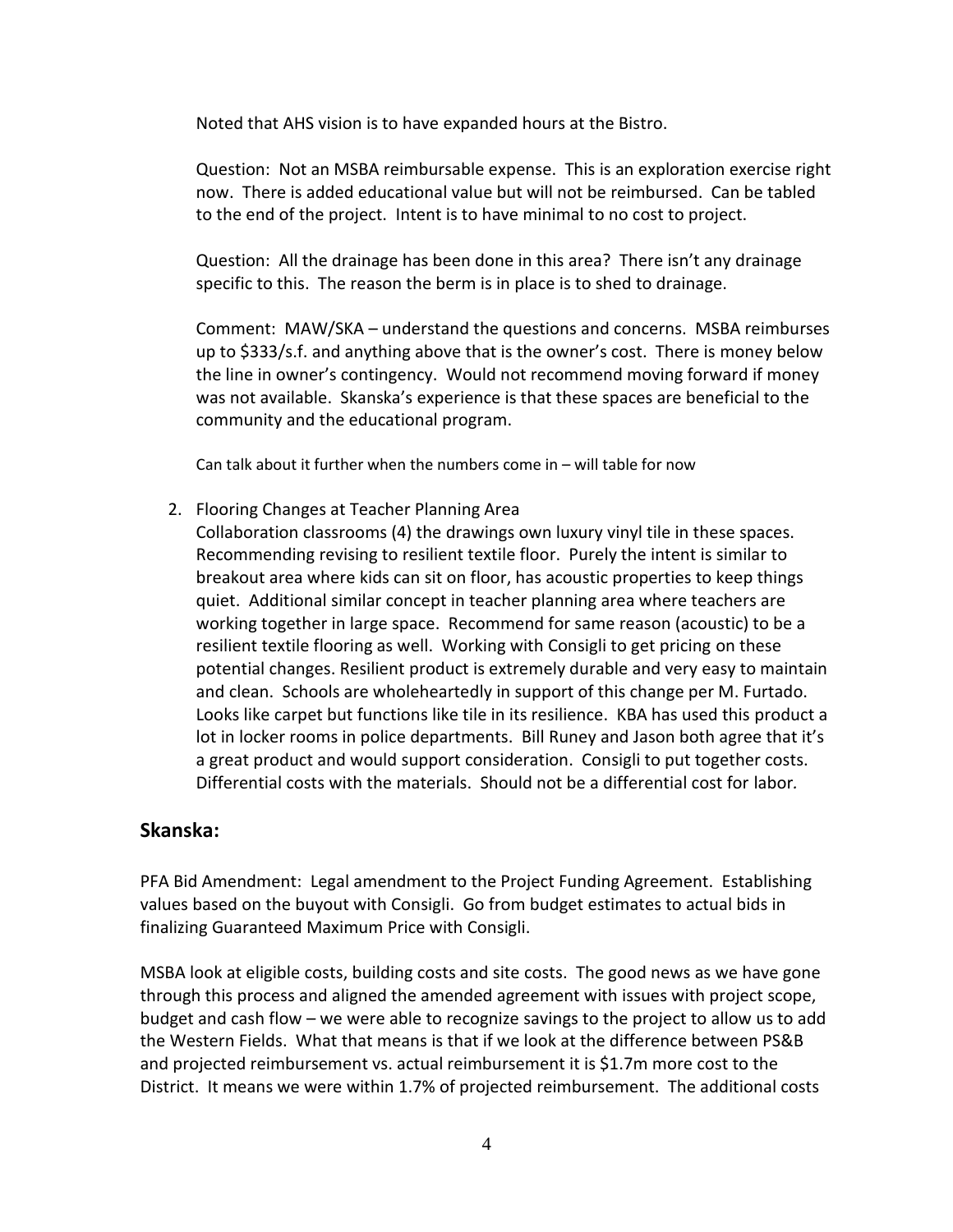Noted that AHS vision is to have expanded hours at the Bistro.

Question: Not an MSBA reimbursable expense. This is an exploration exercise right now. There is added educational value but will not be reimbursed. Can be tabled to the end of the project. Intent is to have minimal to no cost to project.

Question: All the drainage has been done in this area? There isn't any drainage specific to this. The reason the berm is in place is to shed to drainage.

Comment: MAW/SKA – understand the questions and concerns. MSBA reimburses up to $333/s.f. and anything above that is the owner's cost. There is money below the line in owner's contingency. Would not recommend moving forward if money was not available. Skanska's experience is that these spaces are beneficial to the community and the educational program.

Can talk about it further when the numbers come in – will table for now

2. Flooring Changes at Teacher Planning Area
   Collaboration classrooms (4) the drawings own luxury vinyl tile in these spaces. Recommending revising to resilient textile floor. Purely the intent is similar to breakout area where kids can sit on floor, has acoustic properties to keep things quiet. Additional similar concept in teacher planning area where teachers are working together in large space. Recommend for same reason (acoustic) to be a resilient textile flooring as well. Working with Consigli to get pricing on these potential changes. Resilient product is extremely durable and very easy to maintain and clean. Schools are wholeheartedly in support of this change per M. Furtado. Looks like carpet but functions like tile in its resilience. KBA has used this product a lot in locker rooms in police departments. Bill Runey and Jason both agree that it's a great product and would support consideration. Consigli to put together costs. Differential costs with the materials. Should not be a differential cost for labor.

## Skanska:

PFA Bid Amendment: Legal amendment to the Project Funding Agreement. Establishing values based on the buyout with Consigli. Go from budget estimates to actual bids in finalizing Guaranteed Maximum Price with Consigli.

MSBA look at eligible costs, building costs and site costs. The good news as we have gone through this process and aligned the amended agreement with issues with project scope, budget and cash flow – we were able to recognize savings to the project to allow us to add the Western Fields. What that means is that if we look at the difference between PS&B and projected reimbursement vs. actual reimbursement it is $1.7m more cost to the District. It means we were within 1.7% of projected reimbursement. The additional costs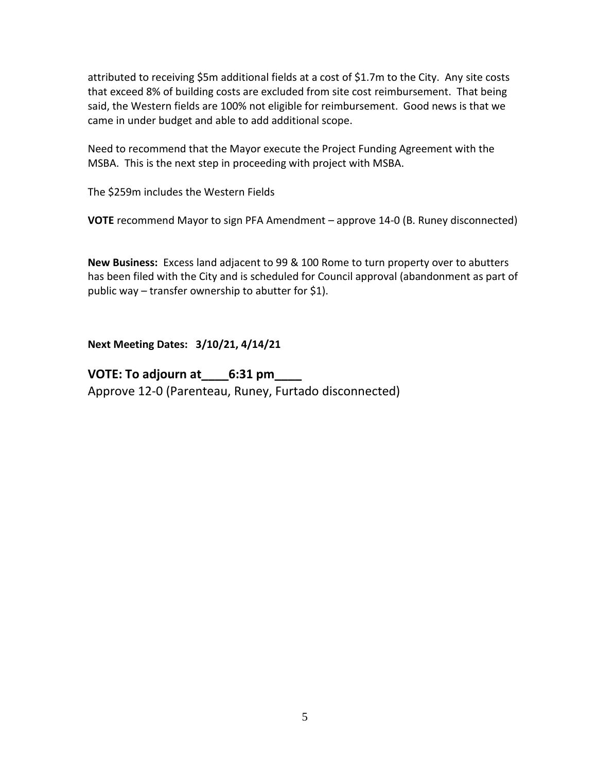attributed to receiving $5m additional fields at a cost of $1.7m to the City. Any site costs that exceed 8% of building costs are excluded from site cost reimbursement. That being said, the Western fields are 100% not eligible for reimbursement. Good news is that we came in under budget and able to add additional scope.

Need to recommend that the Mayor execute the Project Funding Agreement with the MSBA. This is the next step in proceeding with project with MSBA.

The $259m includes the Western Fields

**VOTE** recommend Mayor to sign PFA Amendment – approve 14-0 (B. Runey disconnected)

**New Business:** Excess land adjacent to 99 & 100 Rome to turn property over to abutters has been filed with the City and is scheduled for Council approval (abandonment as part of public way – transfer ownership to abutter for $1).

**Next Meeting Dates: 3/10/21, 4/14/21**

## VOTE: To adjourn at____6:31 pm____

Approve 12-0 (Parenteau, Runey, Furtado disconnected)